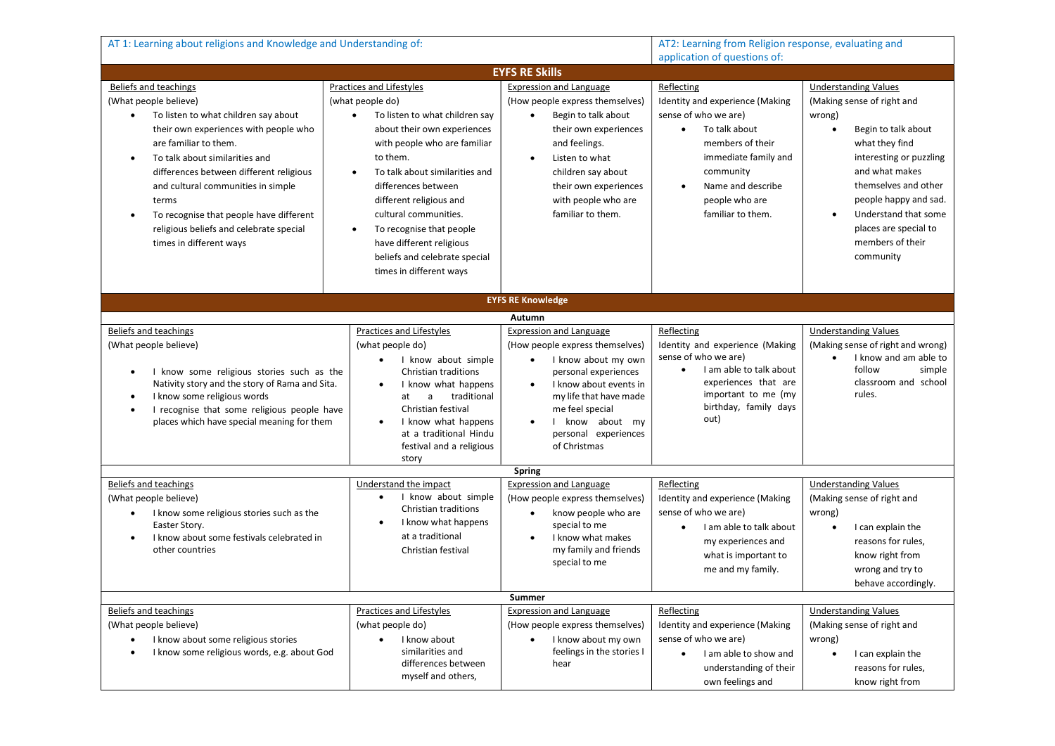| AT 1: Learning about religions and Knowledge and Understanding of: | | | AT2: Learning from Religion response, evaluating and application of questions of: | |
|---|---|---|---|---|
| **EYFS RE Skills** | | | | |
| Beliefs and teachings<br>(What people believe)<br>• To listen to what children say about their own experiences with people who are familiar to them.<br>• To talk about similarities and differences between different religious and cultural communities in simple terms<br>• To recognise that people have different religious beliefs and celebrate special times in different ways | Practices and Lifestyles<br>(what people do)<br>• To listen to what children say about their own experiences with people who are familiar to them.<br>• To talk about similarities and differences between different religious and cultural communities.<br>• To recognise that people have different religious beliefs and celebrate special times in different ways | Expression and Language<br>(How people express themselves)<br>• Begin to talk about their own experiences and feelings.<br>• Listen to what children say about their own experiences with people who are familiar to them. | Reflecting<br>Identity and experience (Making sense of who we are)<br>• To talk about members of their immediate family and community<br>• Name and describe people who are familiar to them. | Understanding Values<br>(Making sense of right and wrong)<br>• Begin to talk about what they find interesting or puzzling and what makes themselves and other people happy and sad.<br>• Understand that some places are special to members of their community |
| **EYFS RE Knowledge** | | | | |
| **Autumn** | | | | |
| Beliefs and teachings<br>(What people believe)<br>• I know some religious stories such as the Nativity story and the story of Rama and Sita.<br>• I know some religious words<br>• I recognise that some religious people have places which have special meaning for them | Practices and Lifestyles<br>(what people do)<br>• I know about simple Christian traditions<br>• I know what happens at a traditional Christian festival<br>• I know what happens at a traditional Hindu festival and a religious story | Expression and Language<br>(How people express themselves)<br>• I know about my own personal experiences<br>• I know about events in my life that have made me feel special<br>• I know about my personal experiences of Christmas | Reflecting<br>Identity and experience (Making sense of who we are)<br>• I am able to talk about experiences that are important to me (my birthday, family days out) | Understanding Values<br>(Making sense of right and wrong)<br>• I know and am able to follow simple classroom and school rules. |
| **Spring** | | | | |
| Beliefs and teachings<br>(What people believe)<br>• I know some religious stories such as the Easter Story.<br>• I know about some festivals celebrated in other countries | Understand the impact<br>• I know about simple Christian traditions<br>• I know what happens at a traditional Christian festival | Expression and Language<br>(How people express themselves)<br>• know people who are special to me<br>• I know what makes my family and friends special to me | Reflecting<br>Identity and experience (Making sense of who we are)<br>• I am able to talk about my experiences and what is important to me and my family. | Understanding Values<br>(Making sense of right and wrong)<br>• I can explain the reasons for rules, know right from wrong and try to behave accordingly. |
| **Summer** | | | | |
| Beliefs and teachings<br>(What people believe)<br>• I know about some religious stories<br>• I know some religious words, e.g. about God | Practices and Lifestyles<br>(what people do)<br>• I know about similarities and differences between myself and others, | Expression and Language<br>(How people express themselves)<br>• I know about my own feelings in the stories I hear | Reflecting<br>Identity and experience (Making sense of who we are)<br>• I am able to show and understanding of their own feelings and | Understanding Values<br>(Making sense of right and wrong)<br>• I can explain the reasons for rules, know right from |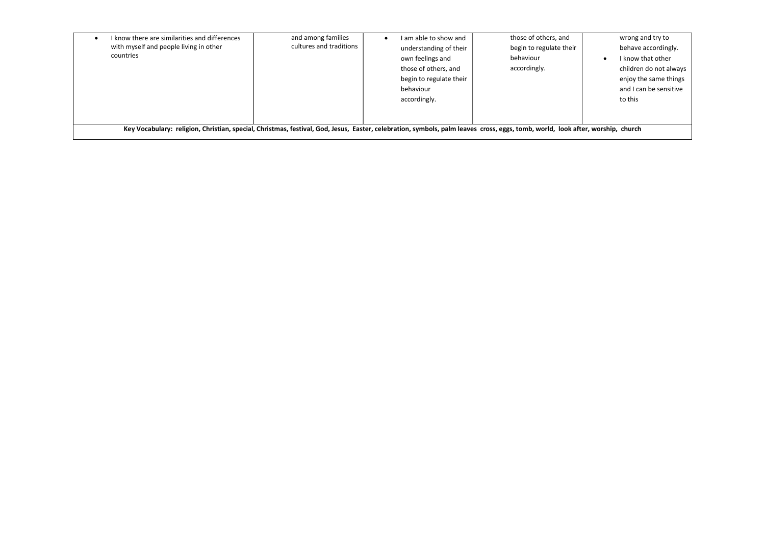| | | | | |
|---|---|---|---|---|
| • I know there are similarities and differences with myself and people living in other countries | and among families cultures and traditions | • I am able to show and understanding of their own feelings and those of others, and begin to regulate their behaviour accordingly. | those of others, and begin to regulate their behaviour accordingly. | wrong and try to behave accordingly.<br>• I know that other children do not always enjoy the same things and I can be sensitive to this |
| **Key Vocabulary: religion, Christian, special, Christmas, festival, God, Jesus, Easter, celebration, symbols, palm leaves cross, eggs, tomb, world, look after, worship, church** | | | | |